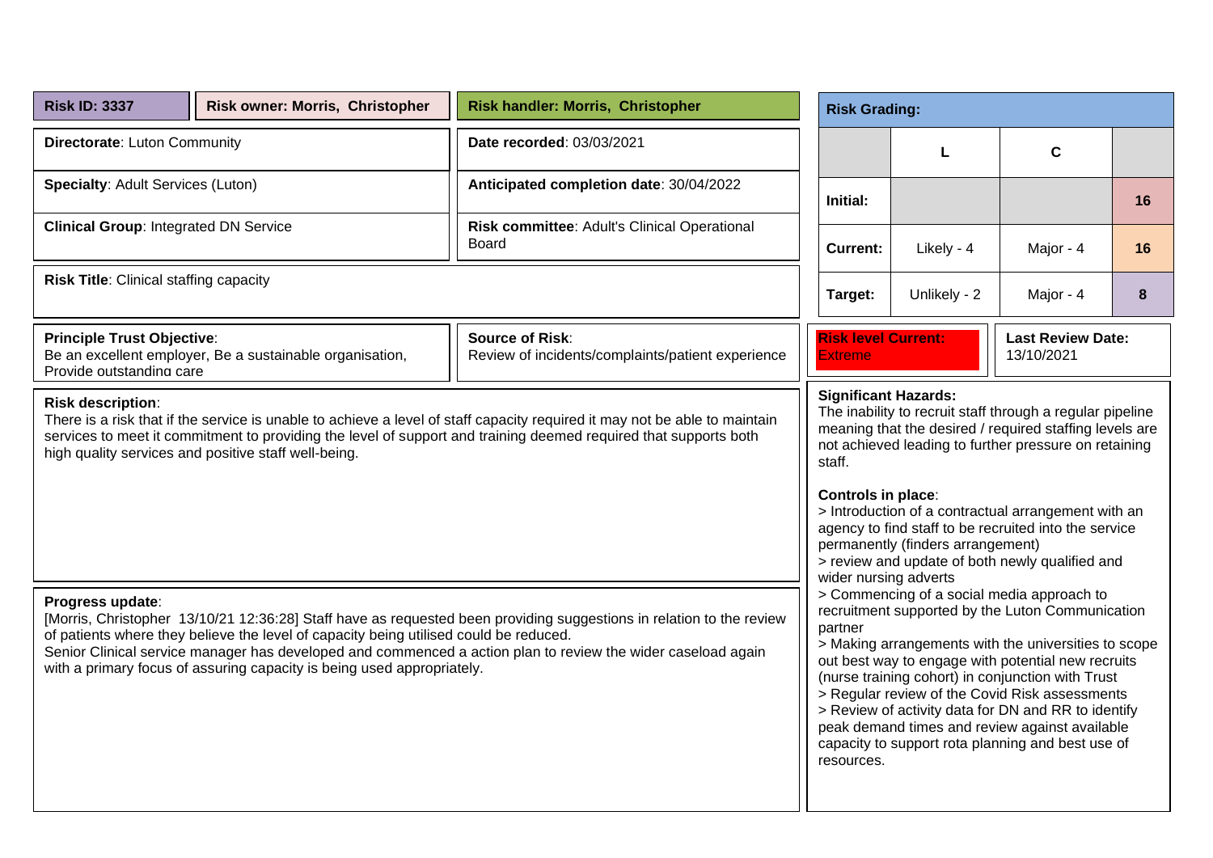| **Risk ID: 3337** | **Risk owner: Morris, Christopher** | **Risk handler: Morris, Christopher** |
|---|---|---|

**Directorate**: Luton Community

**Date recorded**: 03/03/2021

**Specialty**: Adult Services (Luton)

**Anticipated completion date**: 30/04/2022

**Clinical Group**: Integrated DN Service

**Risk committee**: Adult's Clinical Operational Board

**Risk Title**: Clinical staffing capacity

**Risk Grading:**

| | L | C | |
|---|---|---|---|
| **Initial:** | | | 16 |
| **Current:** | Likely - 4 | Major - 4 | 16 |
| **Target:** | Unlikely - 2 | Major - 4 | 8 |

**Principle Trust Objective**:
Be an excellent employer, Be a sustainable organisation, Provide outstanding care

**Source of Risk**:
Review of incidents/complaints/patient experience

**Risk level Current:** Extreme

**Last Review Date:** 13/10/2021

**Risk description**:
There is a risk that if the service is unable to achieve a level of staff capacity required it may not be able to maintain services to meet it commitment to providing the level of support and training deemed required that supports both high quality services and positive staff well-being.

**Progress update**:
[Morris, Christopher 13/10/21 12:36:28] Staff have as requested been providing suggestions in relation to the review of patients where they believe the level of capacity being utilised could be reduced.
Senior Clinical service manager has developed and commenced a action plan to review the wider caseload again with a primary focus of assuring capacity is being used appropriately.

**Significant Hazards:**
The inability to recruit staff through a regular pipeline meaning that the desired / required staffing levels are not achieved leading to further pressure on retaining staff.

**Controls in place**:
> Introduction of a contractual arrangement with an agency to find staff to be recruited into the service permanently (finders arrangement)
> review and update of both newly qualified and wider nursing adverts
> Commencing of a social media approach to recruitment supported by the Luton Communication partner
> Making arrangements with the universities to scope out best way to engage with potential new recruits (nurse training cohort) in conjunction with Trust
> Regular review of the Covid Risk assessments
> Review of activity data for DN and RR to identify peak demand times and review against available capacity to support rota planning and best use of resources.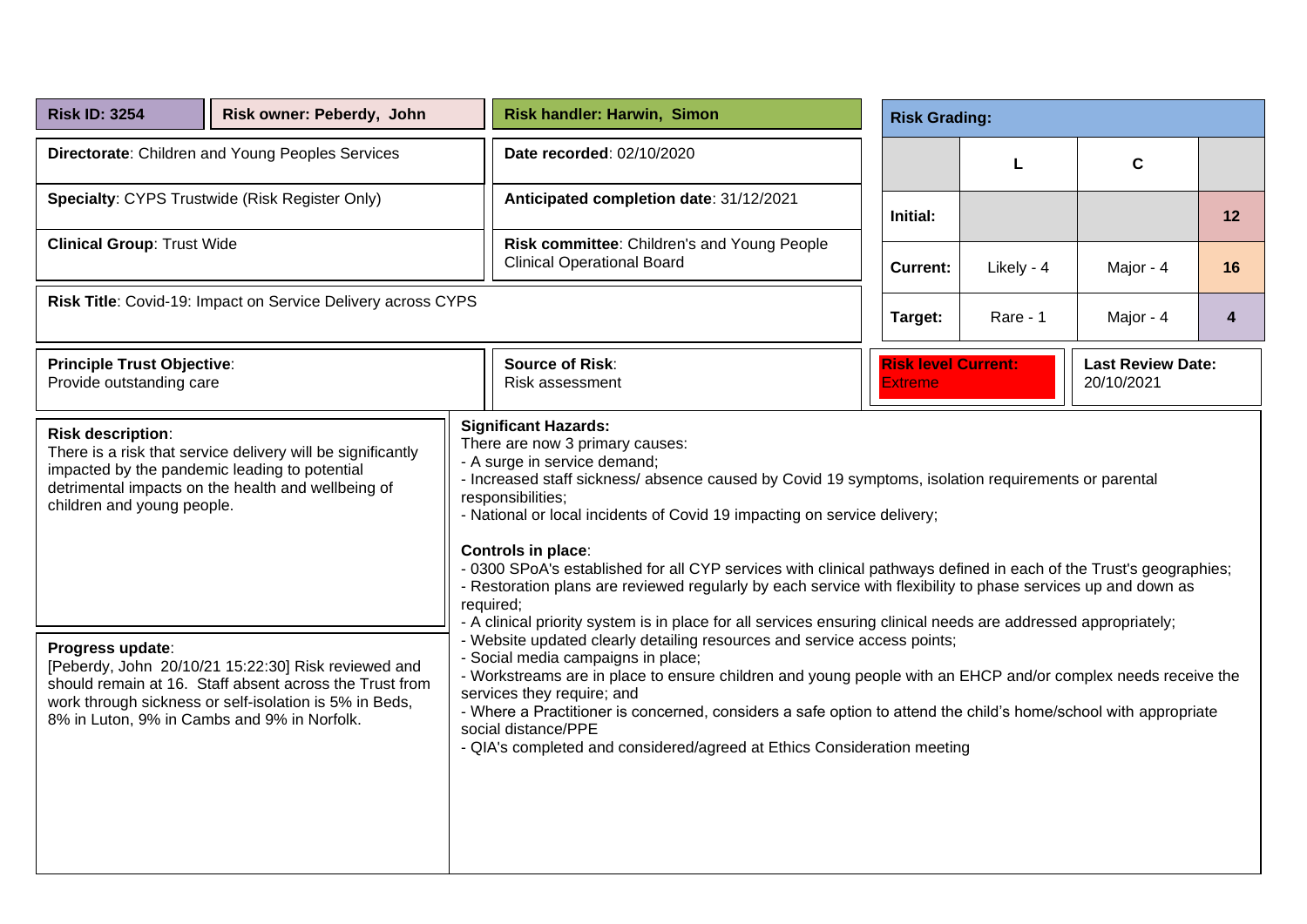**Risk ID: 3254** | **Risk owner: Peberdy, John** | **Risk handler: Harwin, Simon**

**Directorate**: Children and Young Peoples Services

**Date recorded**: 02/10/2020

**Specialty**: CYPS Trustwide (Risk Register Only)

**Anticipated completion date**: 31/12/2021

**Clinical Group**: Trust Wide

**Risk committee**: Children's and Young People Clinical Operational Board

**Risk Title**: Covid-19: Impact on Service Delivery across CYPS

**Risk Grading:**

| | L | C | |
|---|---|---|---|
| **Initial:** | | | **12** |
| **Current:** | Likely - 4 | Major - 4 | **16** |
| **Target:** | Rare - 1 | Major - 4 | **4** |

**Principle Trust Objective**:
Provide outstanding care

**Source of Risk**:
Risk assessment

**Risk level Current:**
Extreme

**Last Review Date:**
20/10/2021

**Risk description**:
There is a risk that service delivery will be significantly impacted by the pandemic leading to potential detrimental impacts on the health and wellbeing of children and young people.

**Progress update**:
[Peberdy, John 20/10/21 15:22:30] Risk reviewed and should remain at 16. Staff absent across the Trust from work through sickness or self-isolation is 5% in Beds, 8% in Luton, 9% in Cambs and 9% in Norfolk.

**Significant Hazards:**
There are now 3 primary causes:
- A surge in service demand;
- Increased staff sickness/ absence caused by Covid 19 symptoms, isolation requirements or parental responsibilities;
- National or local incidents of Covid 19 impacting on service delivery;

**Controls in place**:
- 0300 SPoA's established for all CYP services with clinical pathways defined in each of the Trust's geographies;
- Restoration plans are reviewed regularly by each service with flexibility to phase services up and down as required;
- A clinical priority system is in place for all services ensuring clinical needs are addressed appropriately;
- Website updated clearly detailing resources and service access points;
- Social media campaigns in place;
- Workstreams are in place to ensure children and young people with an EHCP and/or complex needs receive the services they require; and
- Where a Practitioner is concerned, considers a safe option to attend the child's home/school with appropriate social distance/PPE
- QIA's completed and considered/agreed at Ethics Consideration meeting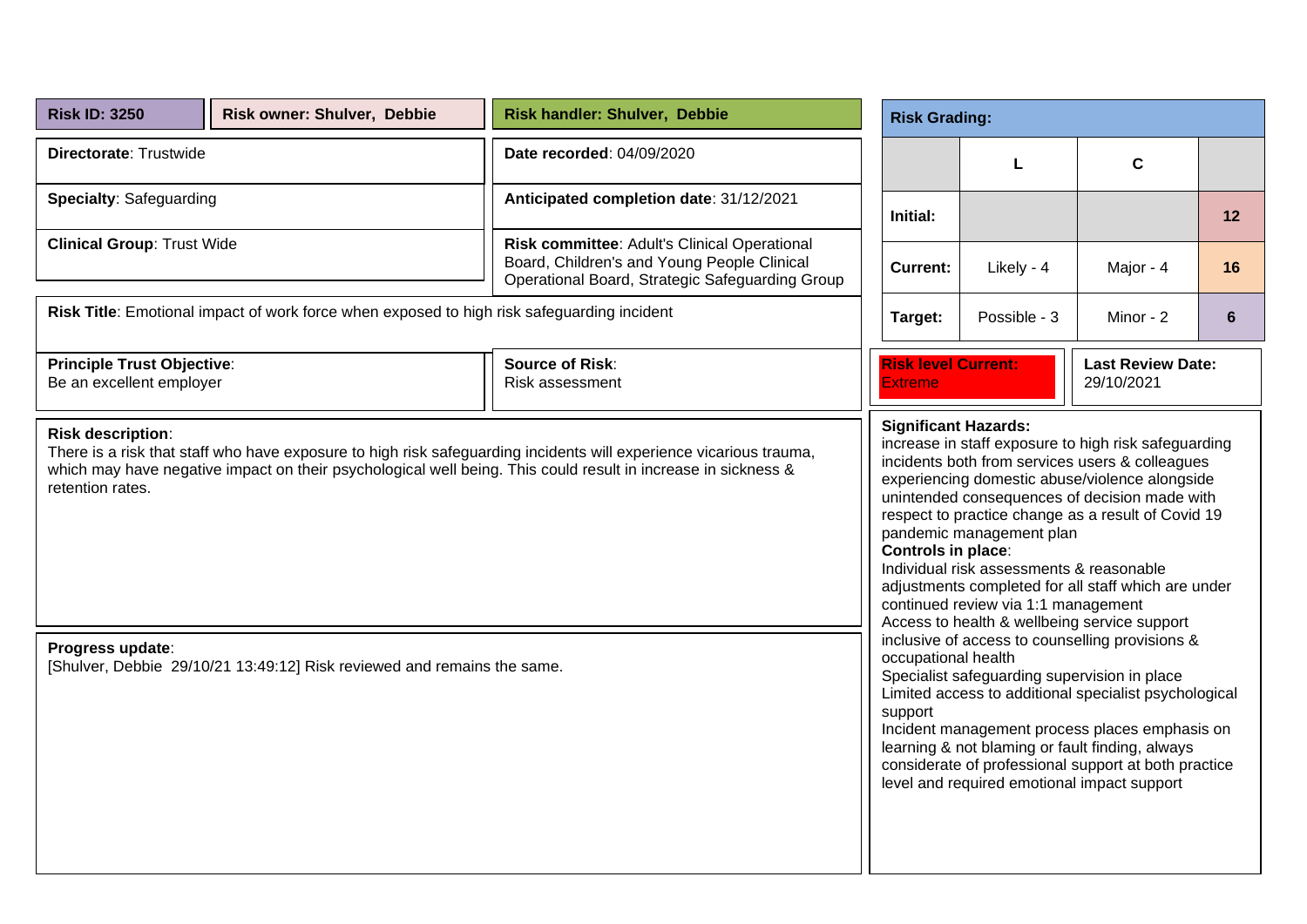**Risk ID: 3250** | **Risk owner: Shulver, Debbie** | **Risk handler: Shulver, Debbie**

**Directorate**: Trustwide

**Specialty**: Safeguarding

**Clinical Group**: Trust Wide

**Date recorded**: 04/09/2020

**Anticipated completion date**: 31/12/2021

**Risk committee**: Adult's Clinical Operational Board, Children's and Young People Clinical Operational Board, Strategic Safeguarding Group

**Risk Grading:**

| | L | C | |
|---|---|---|---|
| **Initial:** | | | **12** |
| **Current:** | Likely - 4 | Major - 4 | **16** |
| **Target:** | Possible - 3 | Minor - 2 | **6** |

**Risk Title**: Emotional impact of work force when exposed to high risk safeguarding incident

**Principle Trust Objective**:
Be an excellent employer

**Source of Risk**:
Risk assessment

**Risk level Current:**
Extreme

**Last Review Date:**
29/10/2021

**Risk description**:
There is a risk that staff who have exposure to high risk safeguarding incidents will experience vicarious trauma, which may have negative impact on their psychological well being. This could result in increase in sickness & retention rates.

**Progress update**:
[Shulver, Debbie 29/10/21 13:49:12] Risk reviewed and remains the same.

**Significant Hazards:**
increase in staff exposure to high risk safeguarding incidents both from services users & colleagues experiencing domestic abuse/violence alongside unintended consequences of decision made with respect to practice change as a result of Covid 19 pandemic management plan

**Controls in place**:
Individual risk assessments & reasonable adjustments completed for all staff which are under continued review via 1:1 management
Access to health & wellbeing service support inclusive of access to counselling provisions & occupational health
Specialist safeguarding supervision in place
Limited access to additional specialist psychological support
Incident management process places emphasis on learning & not blaming or fault finding, always considerate of professional support at both practice level and required emotional impact support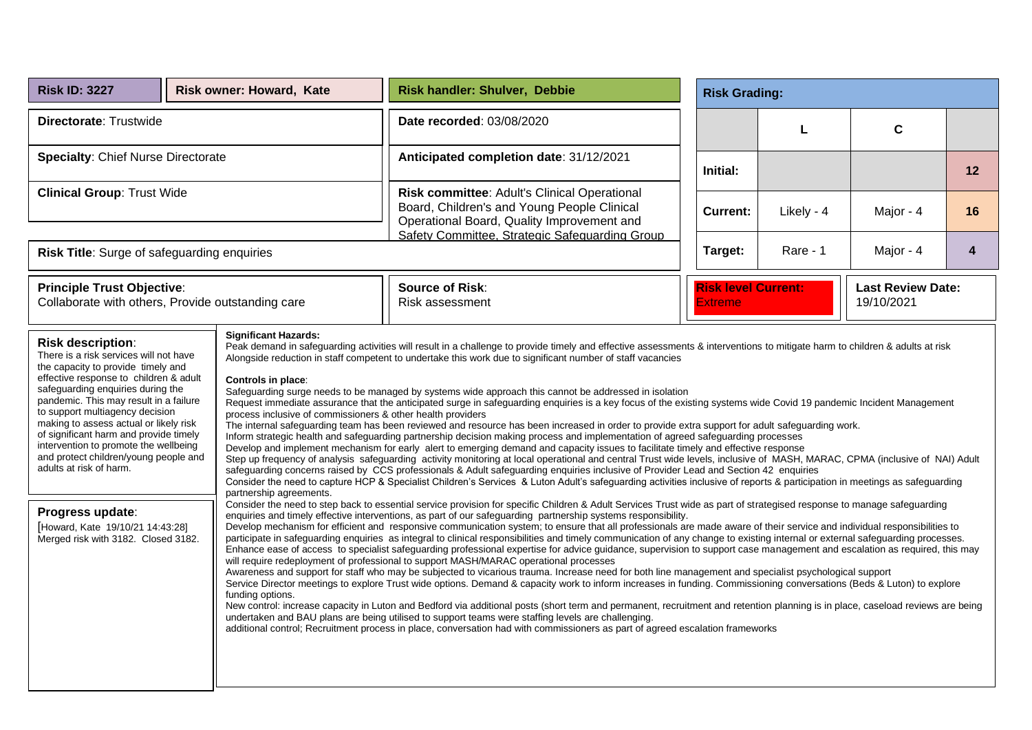| | | | | | | | |
|---|---|---|---|---|---|---|---|
| **Risk ID: 3227** | **Risk owner: Howard, Kate** | **Risk handler: Shulver, Debbie** | **Risk Grading:** | | | | |
| **Directorate**: Trustwide | | **Date recorded**: 03/08/2020 | | **L** | **C** | | |
| **Specialty**: Chief Nurse Directorate | | **Anticipated completion date**: 31/12/2021 | **Initial:** | | | **12** | |
| **Clinical Group**: Trust Wide | | **Risk committee**: Adult's Clinical Operational Board, Children's and Young People Clinical Operational Board, Quality Improvement and Safety Committee, Strategic Safeguarding Group | **Current:** | Likely - 4 | Major - 4 | **16** | |
| **Risk Title**: Surge of safeguarding enquiries | | | **Target:** | Rare - 1 | Major - 4 | **4** | |
| **Principle Trust Objective**: Collaborate with others, Provide outstanding care | | **Source of Risk**: Risk assessment | **Risk level Current:** Extreme | | **Last Review Date:** 19/10/2021 | | |

**Risk description**:
There is a risk services will not have the capacity to provide timely and effective response to children & adult safeguarding enquiries during the pandemic. This may result in a failure to support multiagency decision making to assess actual or likely risk of significant harm and provide timely intervention to promote the wellbeing and protect children/young people and adults at risk of harm.

**Progress update**:
[Howard, Kate 19/10/21 14:43:28] Merged risk with 3182. Closed 3182.

**Significant Hazards:**
Peak demand in safeguarding activities will result in a challenge to provide timely and effective assessments & interventions to mitigate harm to children & adults at risk
Alongside reduction in staff competent to undertake this work due to significant number of staff vacancies

**Controls in place**:
Safeguarding surge needs to be managed by systems wide approach this cannot be addressed in isolation
Request immediate assurance that the anticipated surge in safeguarding enquiries is a key focus of the existing systems wide Covid 19 pandemic Incident Management process inclusive of commissioners & other health providers
The internal safeguarding team has been reviewed and resource has been increased in order to provide extra support for adult safeguarding work.
Inform strategic health and safeguarding partnership decision making process and implementation of agreed safeguarding processes
Develop and implement mechanism for early alert to emerging demand and capacity issues to facilitate timely and effective response
Step up frequency of analysis safeguarding activity monitoring at local operational and central Trust wide levels, inclusive of MASH, MARAC, CPMA (inclusive of NAI) Adult safeguarding concerns raised by CCS professionals & Adult safeguarding enquiries inclusive of Provider Lead and Section 42 enquiries
Consider the need to capture HCP & Specialist Children's Services & Luton Adult's safeguarding activities inclusive of reports & participation in meetings as safeguarding partnership agreements.
Consider the need to step back to essential service provision for specific Children & Adult Services Trust wide as part of strategised response to manage safeguarding enquiries and timely effective interventions, as part of our safeguarding partnership systems responsibility.
Develop mechanism for efficient and responsive communication system; to ensure that all professionals are made aware of their service and individual responsibilities to participate in safeguarding enquiries as integral to clinical responsibilities and timely communication of any change to existing internal or external safeguarding processes.
Enhance ease of access to specialist safeguarding professional expertise for advice guidance, supervision to support case management and escalation as required, this may will require redeployment of professional to support MASH/MARAC operational processes
Awareness and support for staff who may be subjected to vicarious trauma. Increase need for both line management and specialist psychological support
Service Director meetings to explore Trust wide options. Demand & capacity work to inform increases in funding. Commissioning conversations (Beds & Luton) to explore funding options.
New control: increase capacity in Luton and Bedford via additional posts (short term and permanent, recruitment and retention planning is in place, caseload reviews are being undertaken and BAU plans are being utilised to support teams were staffing levels are challenging.
additional control; Recruitment process in place, conversation had with commissioners as part of agreed escalation frameworks